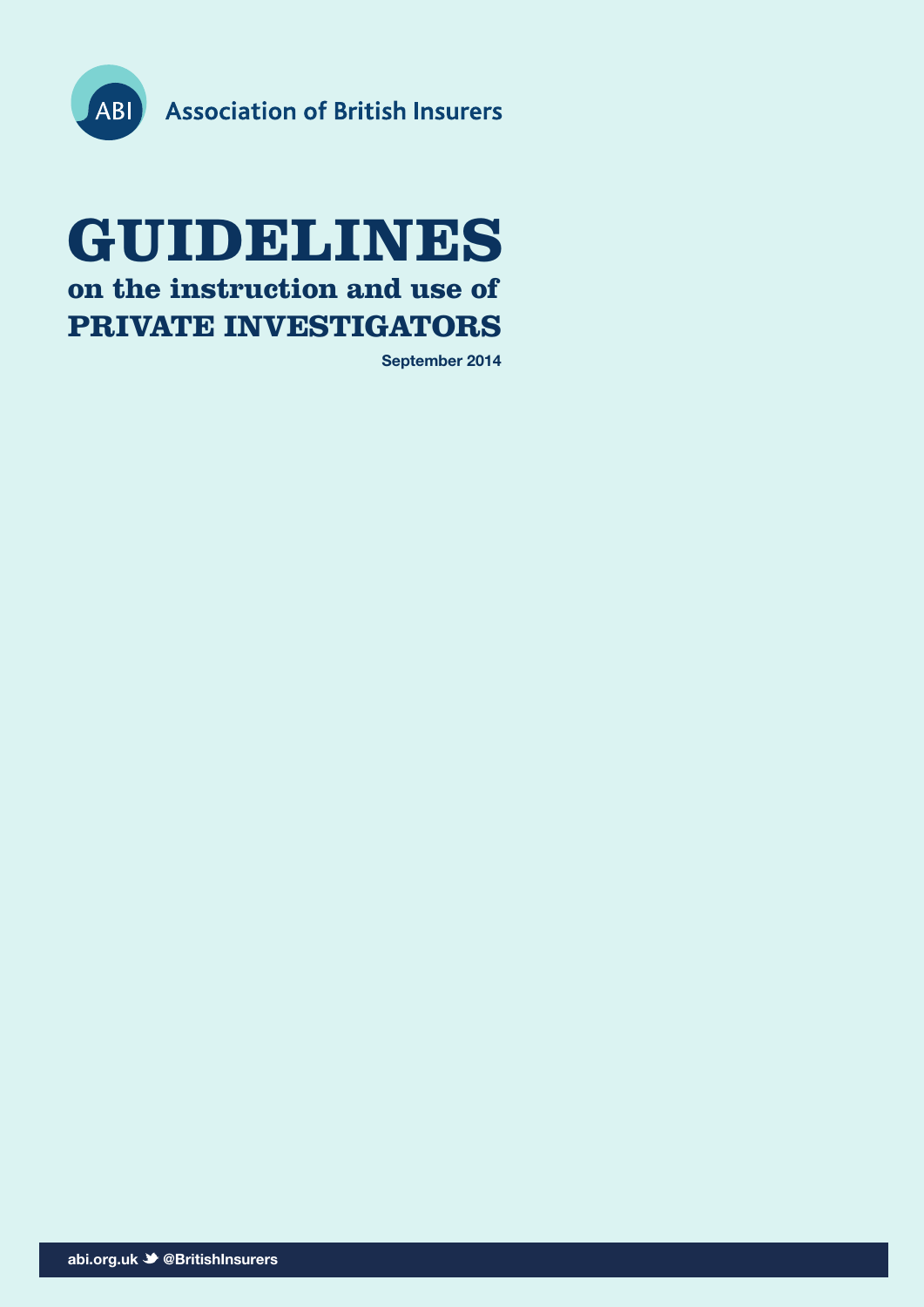Association of British Insurers

# GUIDELINES

## on the instruction and use of PRIVATE INVESTIGATORS

September 2014

abi.org.uk @BritishInsurers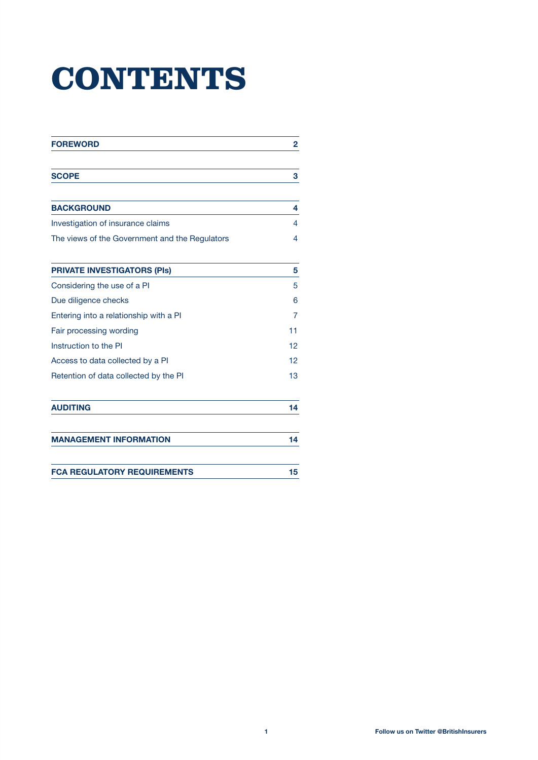# CONTENTS

| | |
|---|---|
| **FOREWORD** | **2** |
| **SCOPE** | **3** |
| **BACKGROUND** | **4** |
| Investigation of insurance claims | 4 |
| The views of the Government and the Regulators | 4 |
| **PRIVATE INVESTIGATORS (PIs)** | **5** |
| Considering the use of a PI | 5 |
| Due diligence checks | 6 |
| Entering into a relationship with a PI | 7 |
| Fair processing wording | 11 |
| Instruction to the PI | 12 |
| Access to data collected by a PI | 12 |
| Retention of data collected by the PI | 13 |
| **AUDITING** | **14** |
| **MANAGEMENT INFORMATION** | **14** |
| **FCA REGULATORY REQUIREMENTS** | **15** |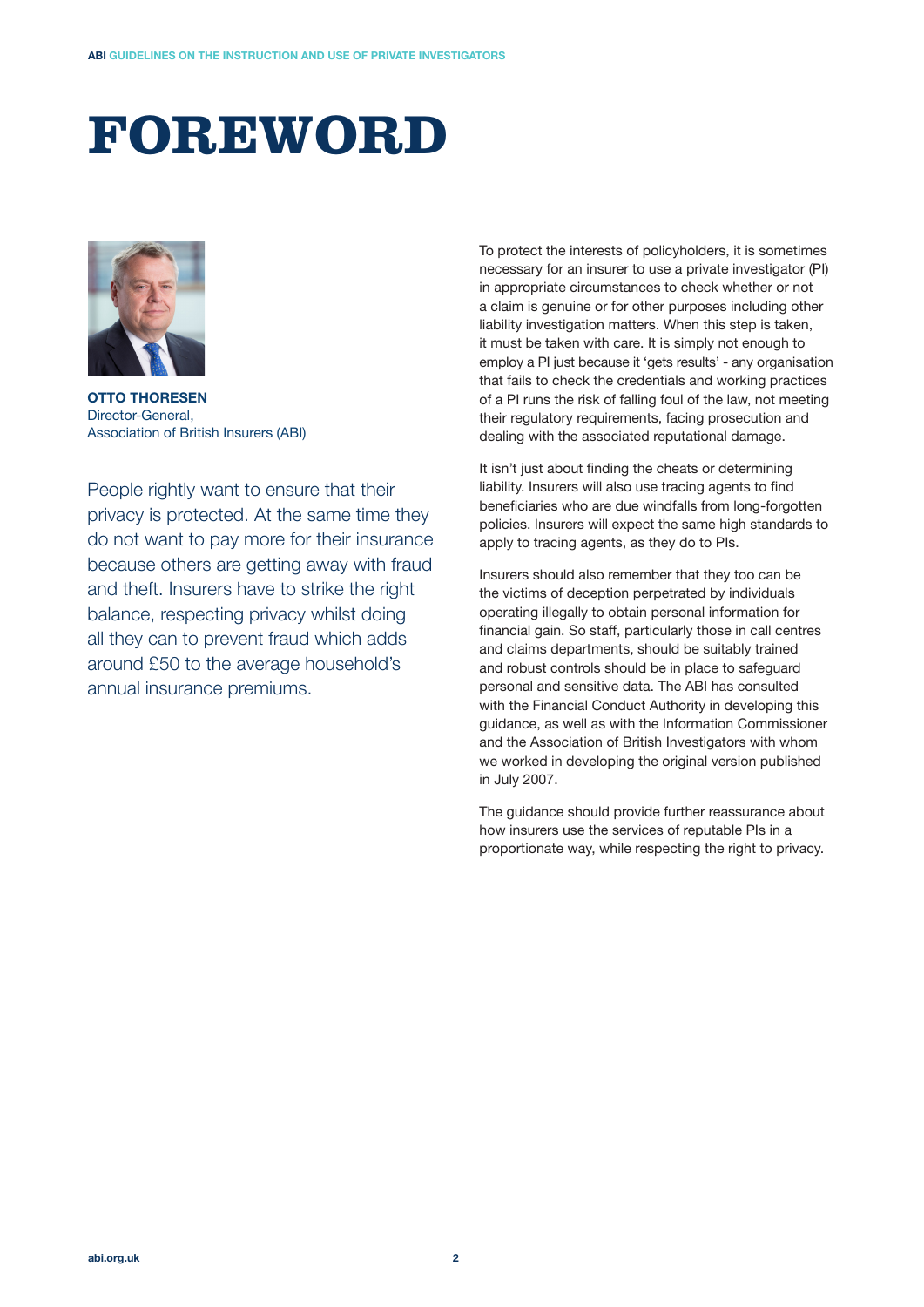# FOREWORD

**OTTO THORESEN**
Director-General,
Association of British Insurers (ABI)

People rightly want to ensure that their privacy is protected. At the same time they do not want to pay more for their insurance because others are getting away with fraud and theft. Insurers have to strike the right balance, respecting privacy whilst doing all they can to prevent fraud which adds around £50 to the average household's annual insurance premiums.

To protect the interests of policyholders, it is sometimes necessary for an insurer to use a private investigator (PI) in appropriate circumstances to check whether or not a claim is genuine or for other purposes including other liability investigation matters. When this step is taken, it must be taken with care. It is simply not enough to employ a PI just because it 'gets results' - any organisation that fails to check the credentials and working practices of a PI runs the risk of falling foul of the law, not meeting their regulatory requirements, facing prosecution and dealing with the associated reputational damage.

It isn't just about finding the cheats or determining liability. Insurers will also use tracing agents to find beneficiaries who are due windfalls from long-forgotten policies. Insurers will expect the same high standards to apply to tracing agents, as they do to PIs.

Insurers should also remember that they too can be the victims of deception perpetrated by individuals operating illegally to obtain personal information for financial gain. So staff, particularly those in call centres and claims departments, should be suitably trained and robust controls should be in place to safeguard personal and sensitive data. The ABI has consulted with the Financial Conduct Authority in developing this guidance, as well as with the Information Commissioner and the Association of British Investigators with whom we worked in developing the original version published in July 2007.

The guidance should provide further reassurance about how insurers use the services of reputable PIs in a proportionate way, while respecting the right to privacy.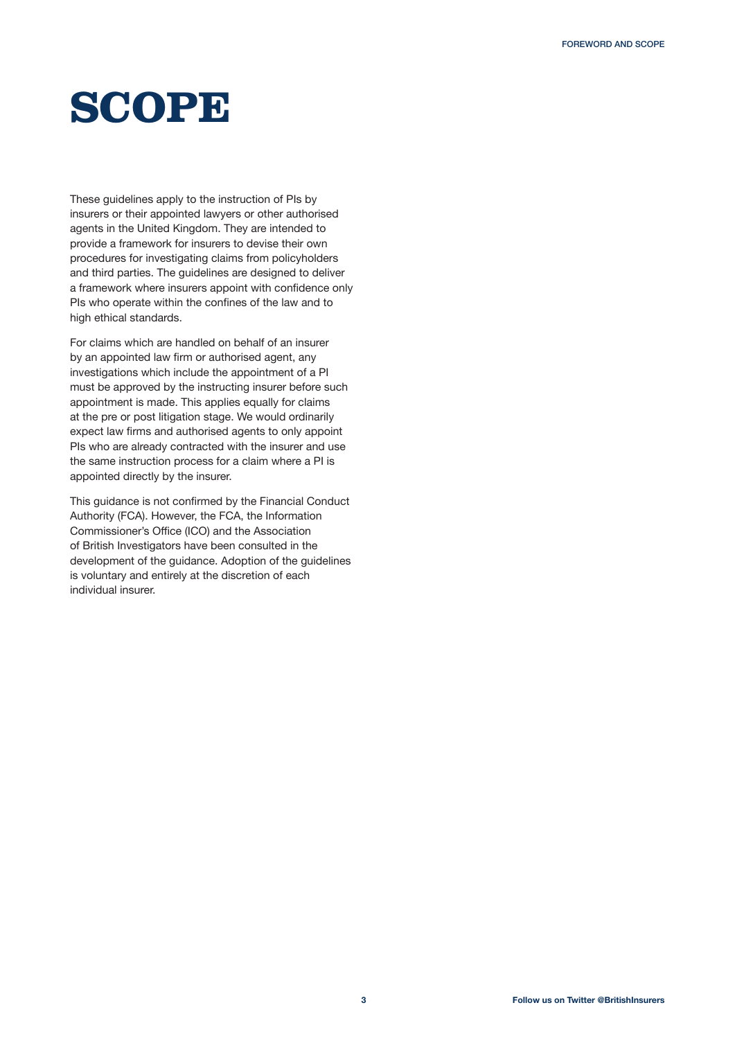# SCOPE

These guidelines apply to the instruction of PIs by insurers or their appointed lawyers or other authorised agents in the United Kingdom. They are intended to provide a framework for insurers to devise their own procedures for investigating claims from policyholders and third parties. The guidelines are designed to deliver a framework where insurers appoint with confidence only PIs who operate within the confines of the law and to high ethical standards.

For claims which are handled on behalf of an insurer by an appointed law firm or authorised agent, any investigations which include the appointment of a PI must be approved by the instructing insurer before such appointment is made. This applies equally for claims at the pre or post litigation stage. We would ordinarily expect law firms and authorised agents to only appoint PIs who are already contracted with the insurer and use the same instruction process for a claim where a PI is appointed directly by the insurer.

This guidance is not confirmed by the Financial Conduct Authority (FCA). However, the FCA, the Information Commissioner's Office (ICO) and the Association of British Investigators have been consulted in the development of the guidance. Adoption of the guidelines is voluntary and entirely at the discretion of each individual insurer.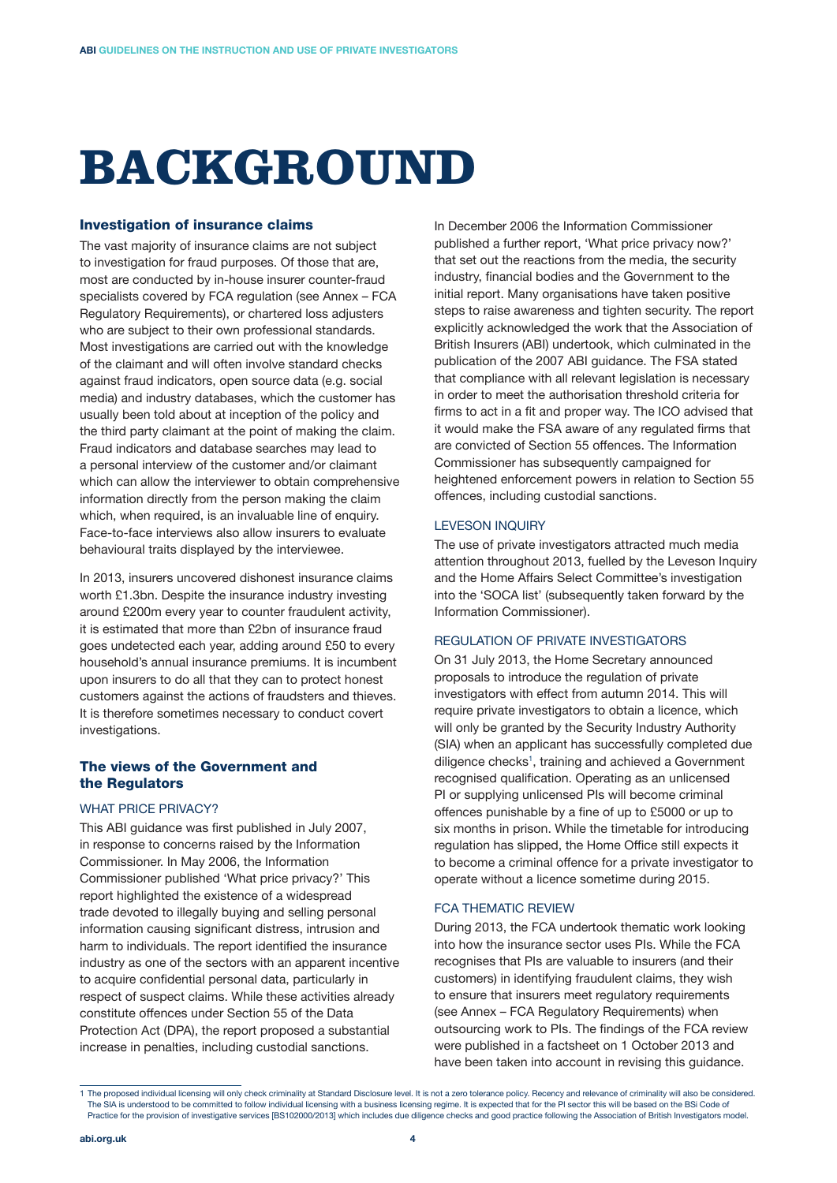# BACKGROUND

## Investigation of insurance claims

The vast majority of insurance claims are not subject to investigation for fraud purposes. Of those that are, most are conducted by in-house insurer counter-fraud specialists covered by FCA regulation (see Annex – FCA Regulatory Requirements), or chartered loss adjusters who are subject to their own professional standards. Most investigations are carried out with the knowledge of the claimant and will often involve standard checks against fraud indicators, open source data (e.g. social media) and industry databases, which the customer has usually been told about at inception of the policy and the third party claimant at the point of making the claim. Fraud indicators and database searches may lead to a personal interview of the customer and/or claimant which can allow the interviewer to obtain comprehensive information directly from the person making the claim which, when required, is an invaluable line of enquiry. Face-to-face interviews also allow insurers to evaluate behavioural traits displayed by the interviewee.

In 2013, insurers uncovered dishonest insurance claims worth £1.3bn. Despite the insurance industry investing around £200m every year to counter fraudulent activity, it is estimated that more than £2bn of insurance fraud goes undetected each year, adding around £50 to every household's annual insurance premiums. It is incumbent upon insurers to do all that they can to protect honest customers against the actions of fraudsters and thieves. It is therefore sometimes necessary to conduct covert investigations.

## The views of the Government and the Regulators

### WHAT PRICE PRIVACY?

This ABI guidance was first published in July 2007, in response to concerns raised by the Information Commissioner. In May 2006, the Information Commissioner published 'What price privacy?' This report highlighted the existence of a widespread trade devoted to illegally buying and selling personal information causing significant distress, intrusion and harm to individuals. The report identified the insurance industry as one of the sectors with an apparent incentive to acquire confidential personal data, particularly in respect of suspect claims. While these activities already constitute offences under Section 55 of the Data Protection Act (DPA), the report proposed a substantial increase in penalties, including custodial sanctions.

In December 2006 the Information Commissioner published a further report, 'What price privacy now?' that set out the reactions from the media, the security industry, financial bodies and the Government to the initial report. Many organisations have taken positive steps to raise awareness and tighten security. The report explicitly acknowledged the work that the Association of British Insurers (ABI) undertook, which culminated in the publication of the 2007 ABI guidance. The FSA stated that compliance with all relevant legislation is necessary in order to meet the authorisation threshold criteria for firms to act in a fit and proper way. The ICO advised that it would make the FSA aware of any regulated firms that are convicted of Section 55 offences. The Information Commissioner has subsequently campaigned for heightened enforcement powers in relation to Section 55 offences, including custodial sanctions.

### LEVESON INQUIRY

The use of private investigators attracted much media attention throughout 2013, fuelled by the Leveson Inquiry and the Home Affairs Select Committee's investigation into the 'SOCA list' (subsequently taken forward by the Information Commissioner).

### REGULATION OF PRIVATE INVESTIGATORS

On 31 July 2013, the Home Secretary announced proposals to introduce the regulation of private investigators with effect from autumn 2014. This will require private investigators to obtain a licence, which will only be granted by the Security Industry Authority (SIA) when an applicant has successfully completed due diligence checks[1], training and achieved a Government recognised qualification. Operating as an unlicensed PI or supplying unlicensed PIs will become criminal offences punishable by a fine of up to £5000 or up to six months in prison. While the timetable for introducing regulation has slipped, the Home Office still expects it to become a criminal offence for a private investigator to operate without a licence sometime during 2015.

### FCA THEMATIC REVIEW

During 2013, the FCA undertook thematic work looking into how the insurance sector uses PIs. While the FCA recognises that PIs are valuable to insurers (and their customers) in identifying fraudulent claims, they wish to ensure that insurers meet regulatory requirements (see Annex – FCA Regulatory Requirements) when outsourcing work to PIs. The findings of the FCA review were published in a factsheet on 1 October 2013 and have been taken into account in revising this guidance.

---

1 The proposed individual licensing will only check criminality at Standard Disclosure level. It is not a zero tolerance policy. Recency and relevance of criminality will also be considered. The SIA is understood to be committed to follow individual licensing with a business licensing regime. It is expected that for the PI sector this will be based on the BSi Code of Practice for the provision of investigative services [BS102000/2013] which includes due diligence checks and good practice following the Association of British Investigators model.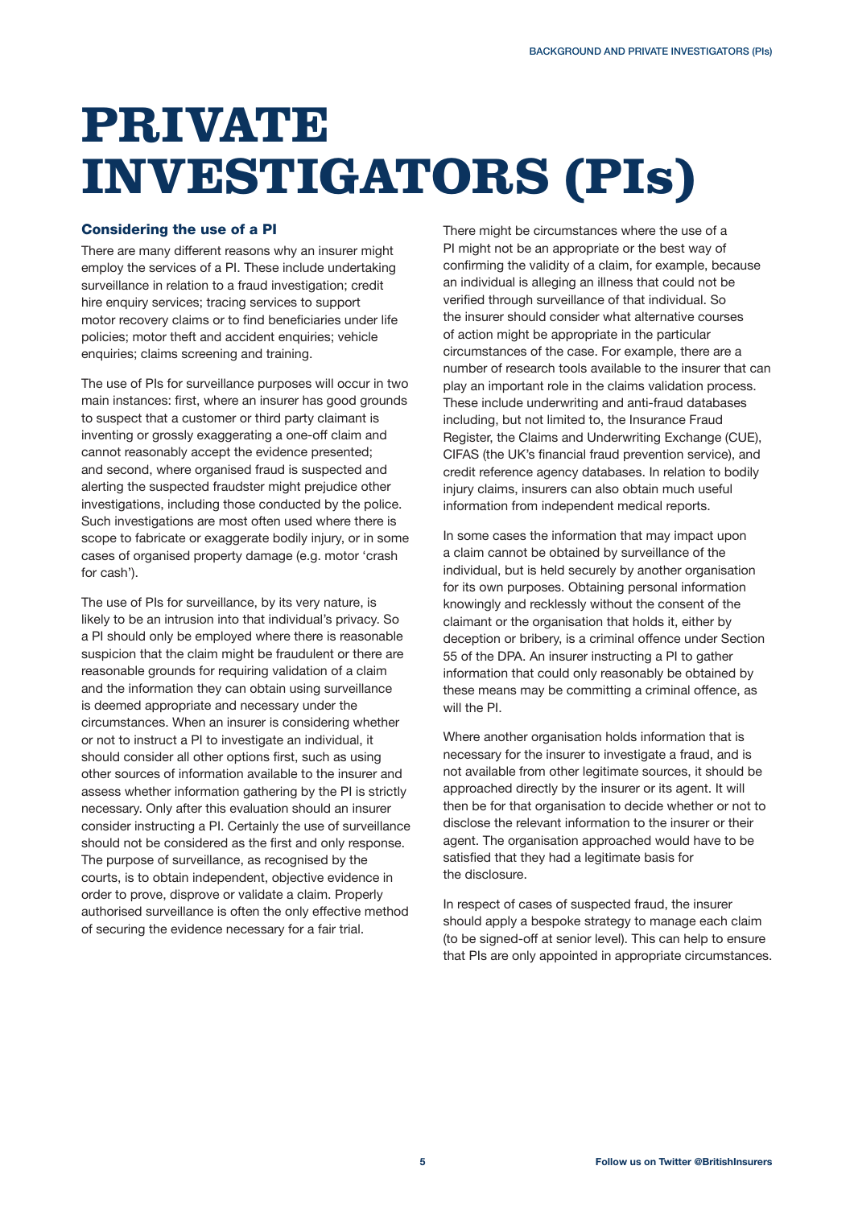# PRIVATE INVESTIGATORS (PIs)

## Considering the use of a PI

There are many different reasons why an insurer might employ the services of a PI. These include undertaking surveillance in relation to a fraud investigation; credit hire enquiry services; tracing services to support motor recovery claims or to find beneficiaries under life policies; motor theft and accident enquiries; vehicle enquiries; claims screening and training.

The use of PIs for surveillance purposes will occur in two main instances: first, where an insurer has good grounds to suspect that a customer or third party claimant is inventing or grossly exaggerating a one-off claim and cannot reasonably accept the evidence presented; and second, where organised fraud is suspected and alerting the suspected fraudster might prejudice other investigations, including those conducted by the police. Such investigations are most often used where there is scope to fabricate or exaggerate bodily injury, or in some cases of organised property damage (e.g. motor 'crash for cash').

The use of PIs for surveillance, by its very nature, is likely to be an intrusion into that individual's privacy. So a PI should only be employed where there is reasonable suspicion that the claim might be fraudulent or there are reasonable grounds for requiring validation of a claim and the information they can obtain using surveillance is deemed appropriate and necessary under the circumstances. When an insurer is considering whether or not to instruct a PI to investigate an individual, it should consider all other options first, such as using other sources of information available to the insurer and assess whether information gathering by the PI is strictly necessary. Only after this evaluation should an insurer consider instructing a PI. Certainly the use of surveillance should not be considered as the first and only response. The purpose of surveillance, as recognised by the courts, is to obtain independent, objective evidence in order to prove, disprove or validate a claim. Properly authorised surveillance is often the only effective method of securing the evidence necessary for a fair trial.

There might be circumstances where the use of a PI might not be an appropriate or the best way of confirming the validity of a claim, for example, because an individual is alleging an illness that could not be verified through surveillance of that individual. So the insurer should consider what alternative courses of action might be appropriate in the particular circumstances of the case. For example, there are a number of research tools available to the insurer that can play an important role in the claims validation process. These include underwriting and anti-fraud databases including, but not limited to, the Insurance Fraud Register, the Claims and Underwriting Exchange (CUE), CIFAS (the UK's financial fraud prevention service), and credit reference agency databases. In relation to bodily injury claims, insurers can also obtain much useful information from independent medical reports.

In some cases the information that may impact upon a claim cannot be obtained by surveillance of the individual, but is held securely by another organisation for its own purposes. Obtaining personal information knowingly and recklessly without the consent of the claimant or the organisation that holds it, either by deception or bribery, is a criminal offence under Section 55 of the DPA. An insurer instructing a PI to gather information that could only reasonably be obtained by these means may be committing a criminal offence, as will the PI.

Where another organisation holds information that is necessary for the insurer to investigate a fraud, and is not available from other legitimate sources, it should be approached directly by the insurer or its agent. It will then be for that organisation to decide whether or not to disclose the relevant information to the insurer or their agent. The organisation approached would have to be satisfied that they had a legitimate basis for the disclosure.

In respect of cases of suspected fraud, the insurer should apply a bespoke strategy to manage each claim (to be signed-off at senior level). This can help to ensure that PIs are only appointed in appropriate circumstances.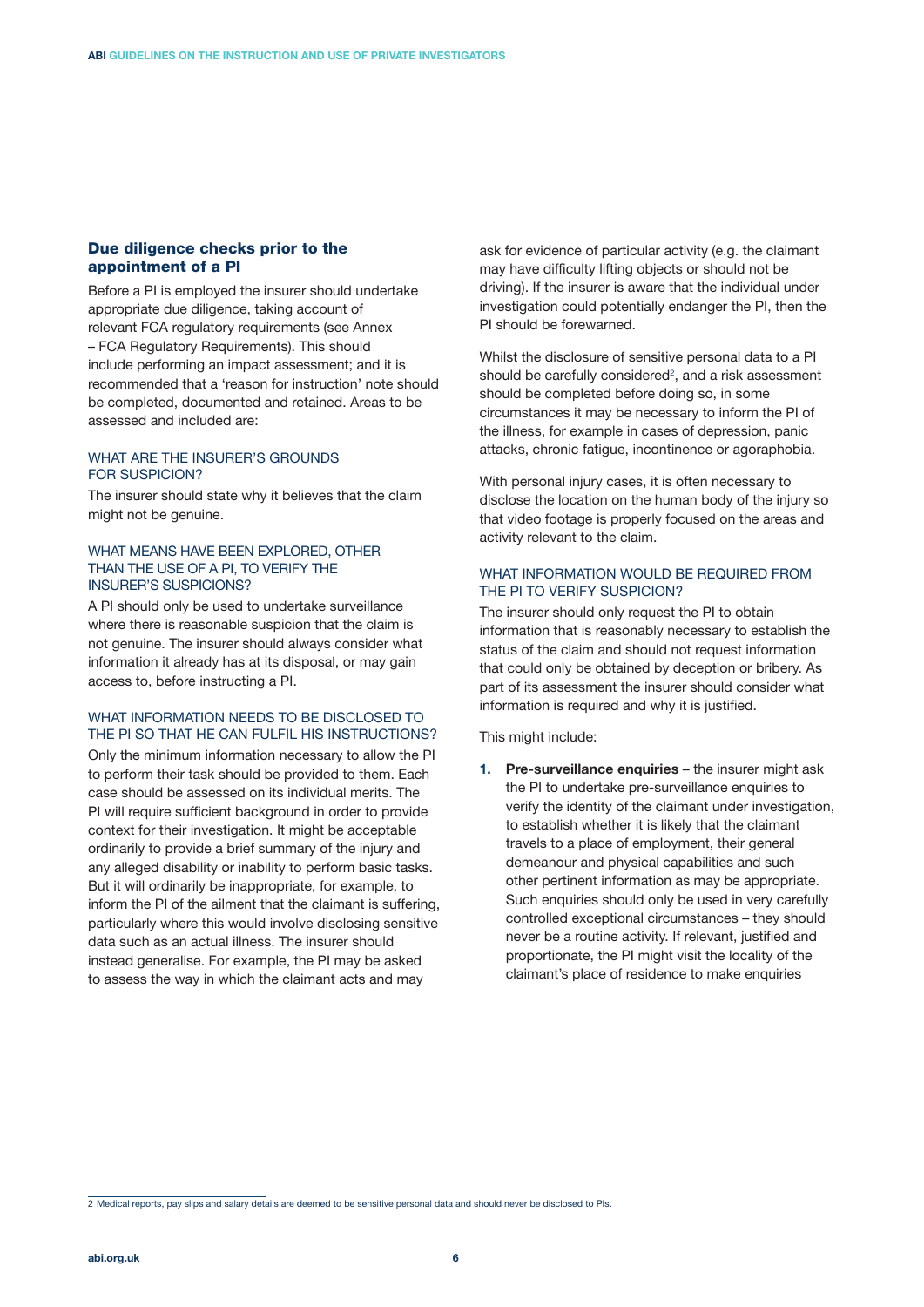## Due diligence checks prior to the appointment of a PI

Before a PI is employed the insurer should undertake appropriate due diligence, taking account of relevant FCA regulatory requirements (see Annex – FCA Regulatory Requirements). This should include performing an impact assessment; and it is recommended that a 'reason for instruction' note should be completed, documented and retained. Areas to be assessed and included are:

### WHAT ARE THE INSURER'S GROUNDS FOR SUSPICION?

The insurer should state why it believes that the claim might not be genuine.

### WHAT MEANS HAVE BEEN EXPLORED, OTHER THAN THE USE OF A PI, TO VERIFY THE INSURER'S SUSPICIONS?

A PI should only be used to undertake surveillance where there is reasonable suspicion that the claim is not genuine. The insurer should always consider what information it already has at its disposal, or may gain access to, before instructing a PI.

### WHAT INFORMATION NEEDS TO BE DISCLOSED TO THE PI SO THAT HE CAN FULFIL HIS INSTRUCTIONS?

Only the minimum information necessary to allow the PI to perform their task should be provided to them. Each case should be assessed on its individual merits. The PI will require sufficient background in order to provide context for their investigation. It might be acceptable ordinarily to provide a brief summary of the injury and any alleged disability or inability to perform basic tasks. But it will ordinarily be inappropriate, for example, to inform the PI of the ailment that the claimant is suffering, particularly where this would involve disclosing sensitive data such as an actual illness. The insurer should instead generalise. For example, the PI may be asked to assess the way in which the claimant acts and may ask for evidence of particular activity (e.g. the claimant may have difficulty lifting objects or should not be driving). If the insurer is aware that the individual under investigation could potentially endanger the PI, then the PI should be forewarned.

Whilst the disclosure of sensitive personal data to a PI should be carefully considered[2], and a risk assessment should be completed before doing so, in some circumstances it may be necessary to inform the PI of the illness, for example in cases of depression, panic attacks, chronic fatigue, incontinence or agoraphobia.

With personal injury cases, it is often necessary to disclose the location on the human body of the injury so that video footage is properly focused on the areas and activity relevant to the claim.

### WHAT INFORMATION WOULD BE REQUIRED FROM THE PI TO VERIFY SUSPICION?

The insurer should only request the PI to obtain information that is reasonably necessary to establish the status of the claim and should not request information that could only be obtained by deception or bribery. As part of its assessment the insurer should consider what information is required and why it is justified.

This might include:

1. **Pre-surveillance enquiries** – the insurer might ask the PI to undertake pre-surveillance enquiries to verify the identity of the claimant under investigation, to establish whether it is likely that the claimant travels to a place of employment, their general demeanour and physical capabilities and such other pertinent information as may be appropriate. Such enquiries should only be used in very carefully controlled exceptional circumstances – they should never be a routine activity. If relevant, justified and proportionate, the PI might visit the locality of the claimant's place of residence to make enquiries

---

[2] Medical reports, pay slips and salary details are deemed to be sensitive personal data and should never be disclosed to PIs.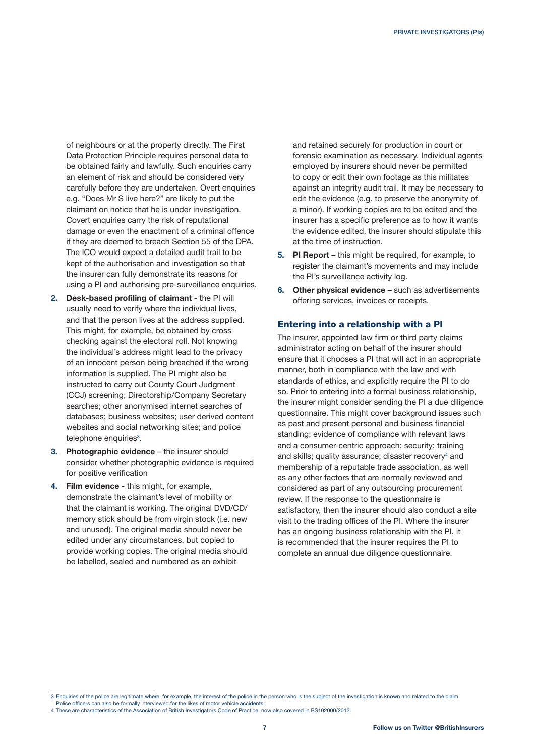of neighbours or at the property directly. The First Data Protection Principle requires personal data to be obtained fairly and lawfully. Such enquiries carry an element of risk and should be considered very carefully before they are undertaken. Overt enquiries e.g. "Does Mr S live here?" are likely to put the claimant on notice that he is under investigation. Covert enquiries carry the risk of reputational damage or even the enactment of a criminal offence if they are deemed to breach Section 55 of the DPA. The ICO would expect a detailed audit trail to be kept of the authorisation and investigation so that the insurer can fully demonstrate its reasons for using a PI and authorising pre-surveillance enquiries.

2. **Desk-based profiling of claimant** - the PI will usually need to verify where the individual lives, and that the person lives at the address supplied. This might, for example, be obtained by cross checking against the electoral roll. Not knowing the individual's address might lead to the privacy of an innocent person being breached if the wrong information is supplied. The PI might also be instructed to carry out County Court Judgment (CCJ) screening; Directorship/Company Secretary searches; other anonymised internet searches of databases; business websites; user derived content websites and social networking sites; and police telephone enquiries[3].
3. **Photographic evidence** – the insurer should consider whether photographic evidence is required for positive verification
4. **Film evidence** - this might, for example, demonstrate the claimant's level of mobility or that the claimant is working. The original DVD/CD/ memory stick should be from virgin stock (i.e. new and unused). The original media should never be edited under any circumstances, but copied to provide working copies. The original media should be labelled, sealed and numbered as an exhibit and retained securely for production in court or forensic examination as necessary. Individual agents employed by insurers should never be permitted to copy or edit their own footage as this militates against an integrity audit trail. It may be necessary to edit the evidence (e.g. to preserve the anonymity of a minor). If working copies are to be edited and the insurer has a specific preference as to how it wants the evidence edited, the insurer should stipulate this at the time of instruction.
5. **PI Report** – this might be required, for example, to register the claimant's movements and may include the PI's surveillance activity log.
6. **Other physical evidence** – such as advertisements offering services, invoices or receipts.

## Entering into a relationship with a PI

The insurer, appointed law firm or third party claims administrator acting on behalf of the insurer should ensure that it chooses a PI that will act in an appropriate manner, both in compliance with the law and with standards of ethics, and explicitly require the PI to do so. Prior to entering into a formal business relationship, the insurer might consider sending the PI a due diligence questionnaire. This might cover background issues such as past and present personal and business financial standing; evidence of compliance with relevant laws and a consumer-centric approach; security; training and skills; quality assurance; disaster recovery[4] and membership of a reputable trade association, as well as any other factors that are normally reviewed and considered as part of any outsourcing procurement review. If the response to the questionnaire is satisfactory, then the insurer should also conduct a site visit to the trading offices of the PI. Where the insurer has an ongoing business relationship with the PI, it is recommended that the insurer requires the PI to complete an annual due diligence questionnaire.

---

3 Enquiries of the police are legitimate where, for example, the interest of the police in the person who is the subject of the investigation is known and related to the claim. Police officers can also be formally interviewed for the likes of motor vehicle accidents.

4 These are characteristics of the Association of British Investigators Code of Practice, now also covered in BS102000/2013.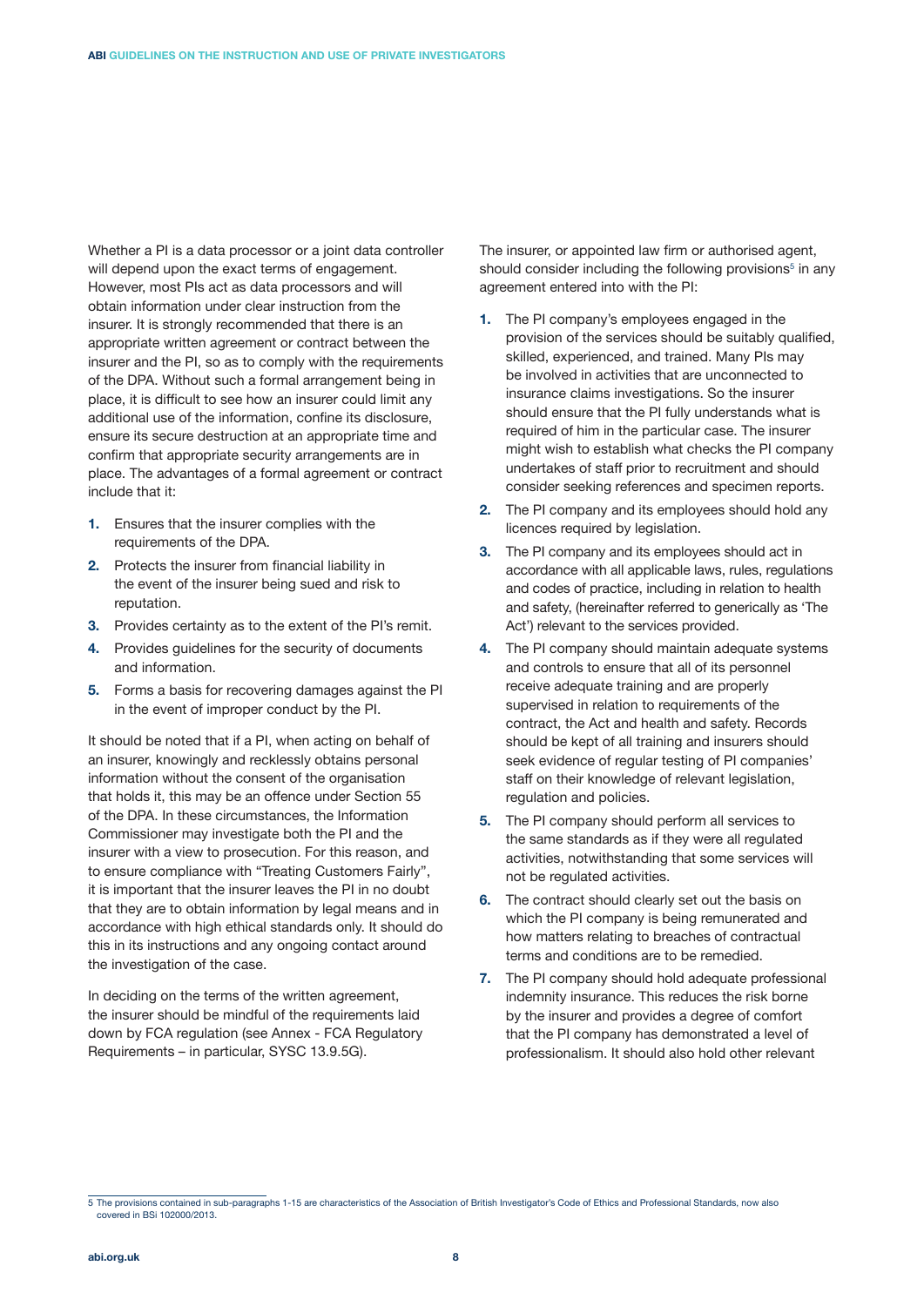Whether a PI is a data processor or a joint data controller will depend upon the exact terms of engagement. However, most PIs act as data processors and will obtain information under clear instruction from the insurer. It is strongly recommended that there is an appropriate written agreement or contract between the insurer and the PI, so as to comply with the requirements of the DPA. Without such a formal arrangement being in place, it is difficult to see how an insurer could limit any additional use of the information, confine its disclosure, ensure its secure destruction at an appropriate time and confirm that appropriate security arrangements are in place. The advantages of a formal agreement or contract include that it:

1. Ensures that the insurer complies with the requirements of the DPA.
2. Protects the insurer from financial liability in the event of the insurer being sued and risk to reputation.
3. Provides certainty as to the extent of the PI's remit.
4. Provides guidelines for the security of documents and information.
5. Forms a basis for recovering damages against the PI in the event of improper conduct by the PI.

It should be noted that if a PI, when acting on behalf of an insurer, knowingly and recklessly obtains personal information without the consent of the organisation that holds it, this may be an offence under Section 55 of the DPA. In these circumstances, the Information Commissioner may investigate both the PI and the insurer with a view to prosecution. For this reason, and to ensure compliance with "Treating Customers Fairly", it is important that the insurer leaves the PI in no doubt that they are to obtain information by legal means and in accordance with high ethical standards only. It should do this in its instructions and any ongoing contact around the investigation of the case.

In deciding on the terms of the written agreement, the insurer should be mindful of the requirements laid down by FCA regulation (see Annex - FCA Regulatory Requirements – in particular, SYSC 13.9.5G).

The insurer, or appointed law firm or authorised agent, should consider including the following provisions[5] in any agreement entered into with the PI:

1. The PI company's employees engaged in the provision of the services should be suitably qualified, skilled, experienced, and trained. Many PIs may be involved in activities that are unconnected to insurance claims investigations. So the insurer should ensure that the PI fully understands what is required of him in the particular case. The insurer might wish to establish what checks the PI company undertakes of staff prior to recruitment and should consider seeking references and specimen reports.
2. The PI company and its employees should hold any licences required by legislation.
3. The PI company and its employees should act in accordance with all applicable laws, rules, regulations and codes of practice, including in relation to health and safety, (hereinafter referred to generically as 'The Act') relevant to the services provided.
4. The PI company should maintain adequate systems and controls to ensure that all of its personnel receive adequate training and are properly supervised in relation to requirements of the contract, the Act and health and safety. Records should be kept of all training and insurers should seek evidence of regular testing of PI companies' staff on their knowledge of relevant legislation, regulation and policies.
5. The PI company should perform all services to the same standards as if they were all regulated activities, notwithstanding that some services will not be regulated activities.
6. The contract should clearly set out the basis on which the PI company is being remunerated and how matters relating to breaches of contractual terms and conditions are to be remedied.
7. The PI company should hold adequate professional indemnity insurance. This reduces the risk borne by the insurer and provides a degree of comfort that the PI company has demonstrated a level of professionalism. It should also hold other relevant

[5] The provisions contained in sub-paragraphs 1-15 are characteristics of the Association of British Investigator's Code of Ethics and Professional Standards, now also covered in BSi 102000/2013.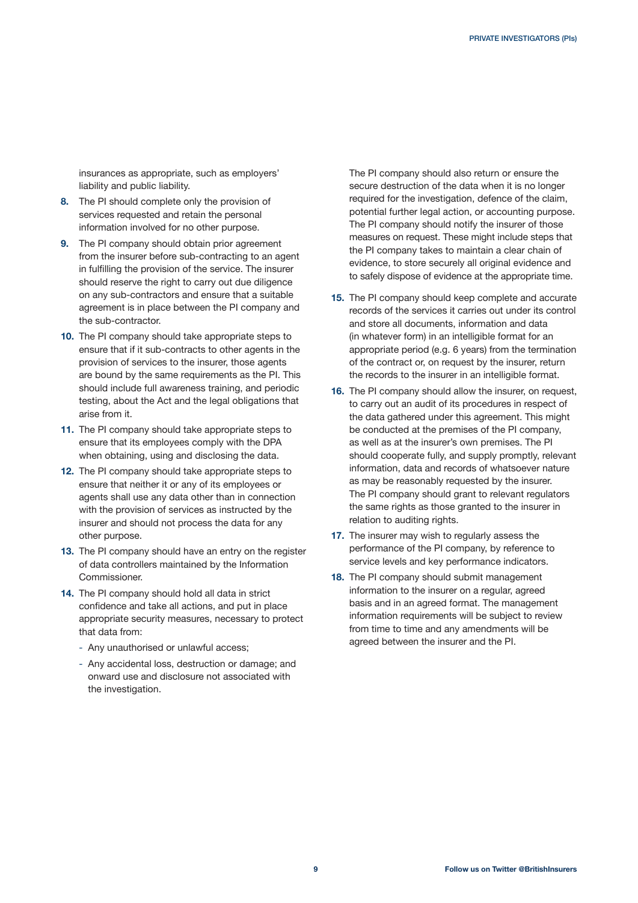insurances as appropriate, such as employers' liability and public liability.

8. The PI should complete only the provision of services requested and retain the personal information involved for no other purpose.
9. The PI company should obtain prior agreement from the insurer before sub-contracting to an agent in fulfilling the provision of the service. The insurer should reserve the right to carry out due diligence on any sub-contractors and ensure that a suitable agreement is in place between the PI company and the sub-contractor.
10. The PI company should take appropriate steps to ensure that if it sub-contracts to other agents in the provision of services to the insurer, those agents are bound by the same requirements as the PI. This should include full awareness training, and periodic testing, about the Act and the legal obligations that arise from it.
11. The PI company should take appropriate steps to ensure that its employees comply with the DPA when obtaining, using and disclosing the data.
12. The PI company should take appropriate steps to ensure that neither it or any of its employees or agents shall use any data other than in connection with the provision of services as instructed by the insurer and should not process the data for any other purpose.
13. The PI company should have an entry on the register of data controllers maintained by the Information Commissioner.
14. The PI company should hold all data in strict confidence and take all actions, and put in place appropriate security measures, necessary to protect that data from:
    - Any unauthorised or unlawful access;
    - Any accidental loss, destruction or damage; and onward use and disclosure not associated with the investigation.

    The PI company should also return or ensure the secure destruction of the data when it is no longer required for the investigation, defence of the claim, potential further legal action, or accounting purpose. The PI company should notify the insurer of those measures on request. These might include steps that the PI company takes to maintain a clear chain of evidence, to store securely all original evidence and to safely dispose of evidence at the appropriate time.
15. The PI company should keep complete and accurate records of the services it carries out under its control and store all documents, information and data (in whatever form) in an intelligible format for an appropriate period (e.g. 6 years) from the termination of the contract or, on request by the insurer, return the records to the insurer in an intelligible format.
16. The PI company should allow the insurer, on request, to carry out an audit of its procedures in respect of the data gathered under this agreement. This might be conducted at the premises of the PI company, as well as at the insurer's own premises. The PI should cooperate fully, and supply promptly, relevant information, data and records of whatsoever nature as may be reasonably requested by the insurer. The PI company should grant to relevant regulators the same rights as those granted to the insurer in relation to auditing rights.
17. The insurer may wish to regularly assess the performance of the PI company, by reference to service levels and key performance indicators.
18. The PI company should submit management information to the insurer on a regular, agreed basis and in an agreed format. The management information requirements will be subject to review from time to time and any amendments will be agreed between the insurer and the PI.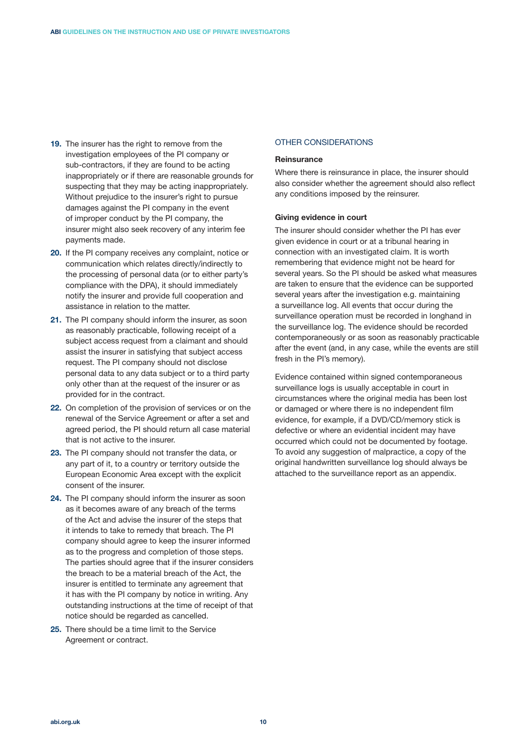19. The insurer has the right to remove from the investigation employees of the PI company or sub-contractors, if they are found to be acting inappropriately or if there are reasonable grounds for suspecting that they may be acting inappropriately. Without prejudice to the insurer's right to pursue damages against the PI company in the event of improper conduct by the PI company, the insurer might also seek recovery of any interim fee payments made.
20. If the PI company receives any complaint, notice or communication which relates directly/indirectly to the processing of personal data (or to either party's compliance with the DPA), it should immediately notify the insurer and provide full cooperation and assistance in relation to the matter.
21. The PI company should inform the insurer, as soon as reasonably practicable, following receipt of a subject access request from a claimant and should assist the insurer in satisfying that subject access request. The PI company should not disclose personal data to any data subject or to a third party only other than at the request of the insurer or as provided for in the contract.
22. On completion of the provision of services or on the renewal of the Service Agreement or after a set and agreed period, the PI should return all case material that is not active to the insurer.
23. The PI company should not transfer the data, or any part of it, to a country or territory outside the European Economic Area except with the explicit consent of the insurer.
24. The PI company should inform the insurer as soon as it becomes aware of any breach of the terms of the Act and advise the insurer of the steps that it intends to take to remedy that breach. The PI company should agree to keep the insurer informed as to the progress and completion of those steps. The parties should agree that if the insurer considers the breach to be a material breach of the Act, the insurer is entitled to terminate any agreement that it has with the PI company by notice in writing. Any outstanding instructions at the time of receipt of that notice should be regarded as cancelled.
25. There should be a time limit to the Service Agreement or contract.

## OTHER CONSIDERATIONS

**Reinsurance**

Where there is reinsurance in place, the insurer should also consider whether the agreement should also reflect any conditions imposed by the reinsurer.

**Giving evidence in court**

The insurer should consider whether the PI has ever given evidence in court or at a tribunal hearing in connection with an investigated claim. It is worth remembering that evidence might not be heard for several years. So the PI should be asked what measures are taken to ensure that the evidence can be supported several years after the investigation e.g. maintaining a surveillance log. All events that occur during the surveillance operation must be recorded in longhand in the surveillance log. The evidence should be recorded contemporaneously or as soon as reasonably practicable after the event (and, in any case, while the events are still fresh in the PI's memory).

Evidence contained within signed contemporaneous surveillance logs is usually acceptable in court in circumstances where the original media has been lost or damaged or where there is no independent film evidence, for example, if a DVD/CD/memory stick is defective or where an evidential incident may have occurred which could not be documented by footage. To avoid any suggestion of malpractice, a copy of the original handwritten surveillance log should always be attached to the surveillance report as an appendix.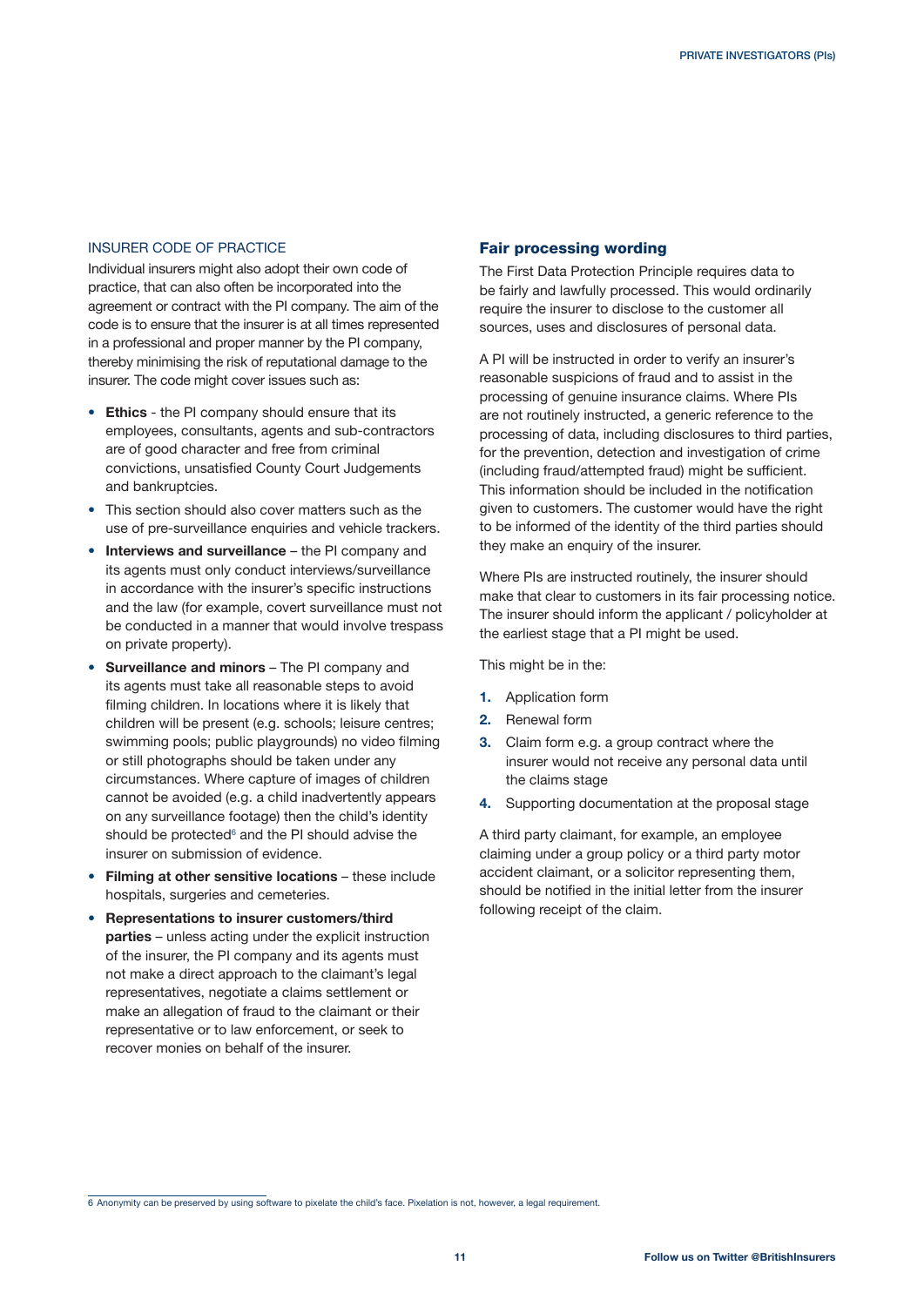### INSURER CODE OF PRACTICE

Individual insurers might also adopt their own code of practice, that can also often be incorporated into the agreement or contract with the PI company. The aim of the code is to ensure that the insurer is at all times represented in a professional and proper manner by the PI company, thereby minimising the risk of reputational damage to the insurer. The code might cover issues such as:

- **Ethics** - the PI company should ensure that its employees, consultants, agents and sub-contractors are of good character and free from criminal convictions, unsatisfied County Court Judgements and bankruptcies.
- This section should also cover matters such as the use of pre-surveillance enquiries and vehicle trackers.
- **Interviews and surveillance** – the PI company and its agents must only conduct interviews/surveillance in accordance with the insurer's specific instructions and the law (for example, covert surveillance must not be conducted in a manner that would involve trespass on private property).
- **Surveillance and minors** – The PI company and its agents must take all reasonable steps to avoid filming children. In locations where it is likely that children will be present (e.g. schools; leisure centres; swimming pools; public playgrounds) no video filming or still photographs should be taken under any circumstances. Where capture of images of children cannot be avoided (e.g. a child inadvertently appears on any surveillance footage) then the child's identity should be protected[6] and the PI should advise the insurer on submission of evidence.
- **Filming at other sensitive locations** – these include hospitals, surgeries and cemeteries.
- **Representations to insurer customers/third parties** – unless acting under the explicit instruction of the insurer, the PI company and its agents must not make a direct approach to the claimant's legal representatives, negotiate a claims settlement or make an allegation of fraud to the claimant or their representative or to law enforcement, or seek to recover monies on behalf of the insurer.

### Fair processing wording

The First Data Protection Principle requires data to be fairly and lawfully processed. This would ordinarily require the insurer to disclose to the customer all sources, uses and disclosures of personal data.

A PI will be instructed in order to verify an insurer's reasonable suspicions of fraud and to assist in the processing of genuine insurance claims. Where PIs are not routinely instructed, a generic reference to the processing of data, including disclosures to third parties, for the prevention, detection and investigation of crime (including fraud/attempted fraud) might be sufficient. This information should be included in the notification given to customers. The customer would have the right to be informed of the identity of the third parties should they make an enquiry of the insurer.

Where PIs are instructed routinely, the insurer should make that clear to customers in its fair processing notice. The insurer should inform the applicant / policyholder at the earliest stage that a PI might be used.

This might be in the:

1. Application form
2. Renewal form
3. Claim form e.g. a group contract where the insurer would not receive any personal data until the claims stage
4. Supporting documentation at the proposal stage

A third party claimant, for example, an employee claiming under a group policy or a third party motor accident claimant, or a solicitor representing them, should be notified in the initial letter from the insurer following receipt of the claim.

---

6 Anonymity can be preserved by using software to pixelate the child's face. Pixelation is not, however, a legal requirement.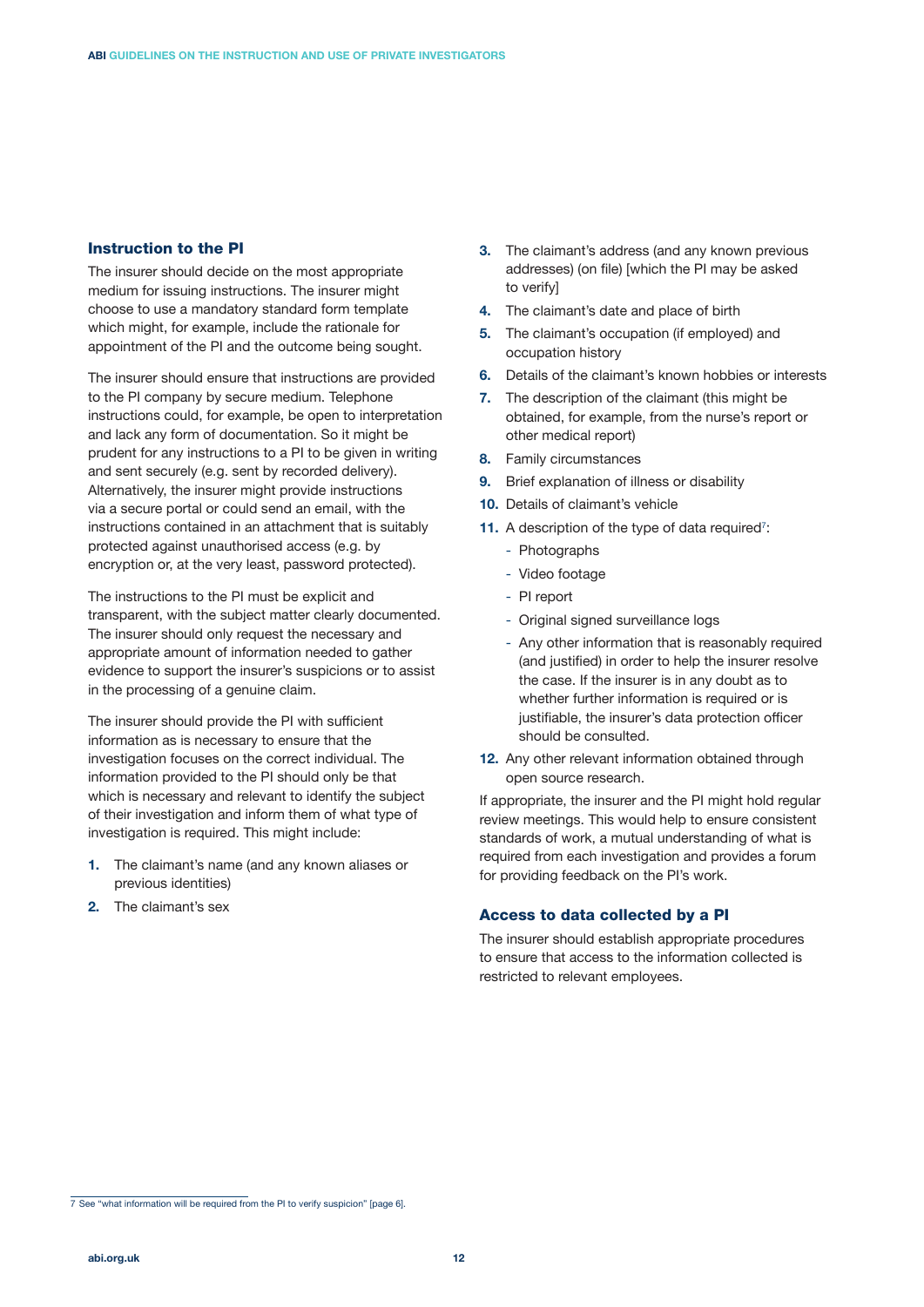## Instruction to the PI

The insurer should decide on the most appropriate medium for issuing instructions. The insurer might choose to use a mandatory standard form template which might, for example, include the rationale for appointment of the PI and the outcome being sought.

The insurer should ensure that instructions are provided to the PI company by secure medium. Telephone instructions could, for example, be open to interpretation and lack any form of documentation. So it might be prudent for any instructions to a PI to be given in writing and sent securely (e.g. sent by recorded delivery). Alternatively, the insurer might provide instructions via a secure portal or could send an email, with the instructions contained in an attachment that is suitably protected against unauthorised access (e.g. by encryption or, at the very least, password protected).

The instructions to the PI must be explicit and transparent, with the subject matter clearly documented. The insurer should only request the necessary and appropriate amount of information needed to gather evidence to support the insurer's suspicions or to assist in the processing of a genuine claim.

The insurer should provide the PI with sufficient information as is necessary to ensure that the investigation focuses on the correct individual. The information provided to the PI should only be that which is necessary and relevant to identify the subject of their investigation and inform them of what type of investigation is required. This might include:

1. The claimant's name (and any known aliases or previous identities)
2. The claimant's sex
3. The claimant's address (and any known previous addresses) (on file) [which the PI may be asked to verify]
4. The claimant's date and place of birth
5. The claimant's occupation (if employed) and occupation history
6. Details of the claimant's known hobbies or interests
7. The description of the claimant (this might be obtained, for example, from the nurse's report or other medical report)
8. Family circumstances
9. Brief explanation of illness or disability
10. Details of claimant's vehicle
11. A description of the type of data required[7]:
    - Photographs
    - Video footage
    - PI report
    - Original signed surveillance logs
    - Any other information that is reasonably required (and justified) in order to help the insurer resolve the case. If the insurer is in any doubt as to whether further information is required or is justifiable, the insurer's data protection officer should be consulted.
12. Any other relevant information obtained through open source research.

If appropriate, the insurer and the PI might hold regular review meetings. This would help to ensure consistent standards of work, a mutual understanding of what is required from each investigation and provides a forum for providing feedback on the PI's work.

## Access to data collected by a PI

The insurer should establish appropriate procedures to ensure that access to the information collected is restricted to relevant employees.

[7] See "what information will be required from the PI to verify suspicion" [page 6].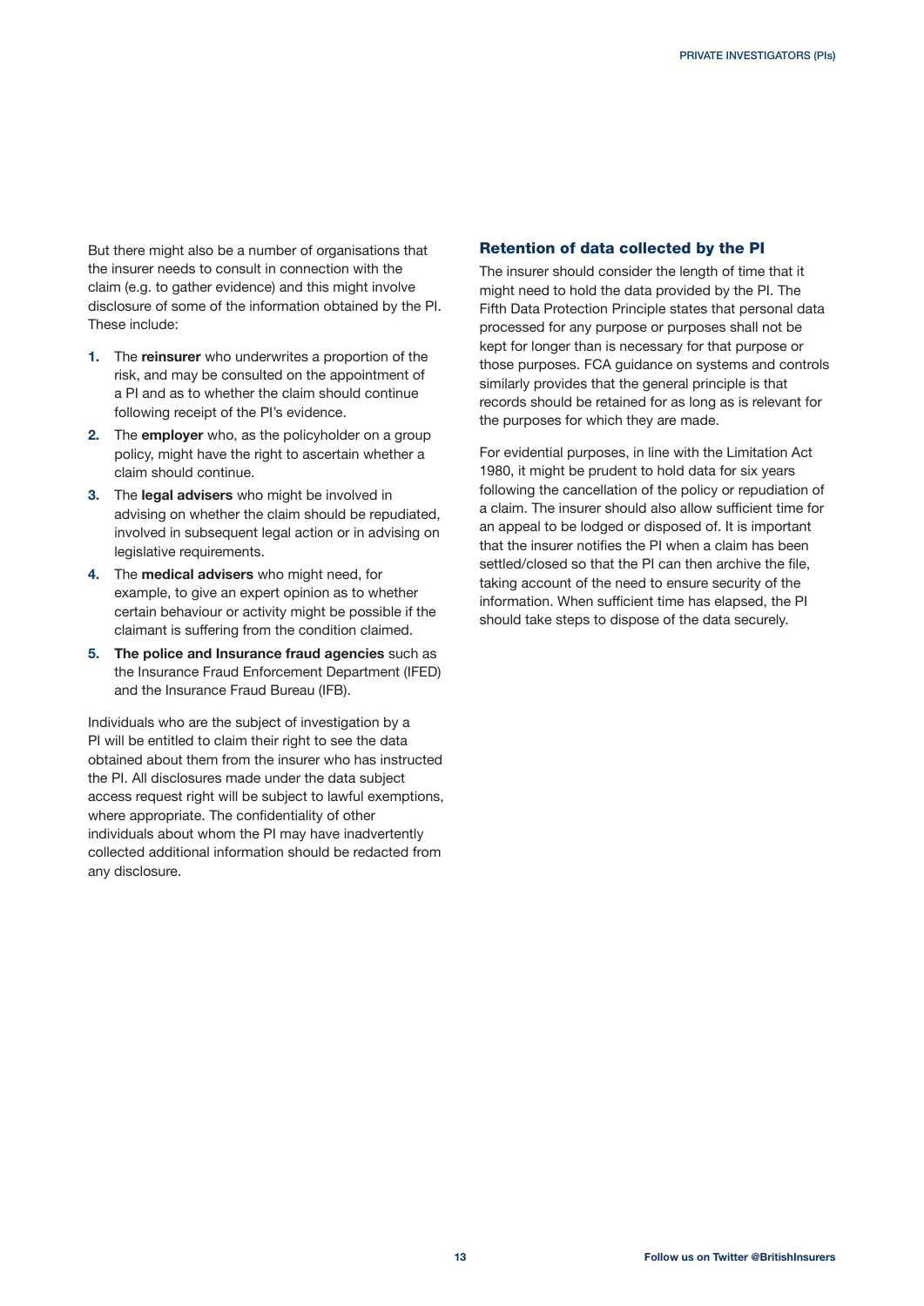But there might also be a number of organisations that the insurer needs to consult in connection with the claim (e.g. to gather evidence) and this might involve disclosure of some of the information obtained by the PI. These include:

1. The **reinsurer** who underwrites a proportion of the risk, and may be consulted on the appointment of a PI and as to whether the claim should continue following receipt of the PI's evidence.
2. The **employer** who, as the policyholder on a group policy, might have the right to ascertain whether a claim should continue.
3. The **legal advisers** who might be involved in advising on whether the claim should be repudiated, involved in subsequent legal action or in advising on legislative requirements.
4. The **medical advisers** who might need, for example, to give an expert opinion as to whether certain behaviour or activity might be possible if the claimant is suffering from the condition claimed.
5. **The police and Insurance fraud agencies** such as the Insurance Fraud Enforcement Department (IFED) and the Insurance Fraud Bureau (IFB).

Individuals who are the subject of investigation by a PI will be entitled to claim their right to see the data obtained about them from the insurer who has instructed the PI. All disclosures made under the data subject access request right will be subject to lawful exemptions, where appropriate. The confidentiality of other individuals about whom the PI may have inadvertently collected additional information should be redacted from any disclosure.

### Retention of data collected by the PI

The insurer should consider the length of time that it might need to hold the data provided by the PI. The Fifth Data Protection Principle states that personal data processed for any purpose or purposes shall not be kept for longer than is necessary for that purpose or those purposes. FCA guidance on systems and controls similarly provides that the general principle is that records should be retained for as long as is relevant for the purposes for which they are made.

For evidential purposes, in line with the Limitation Act 1980, it might be prudent to hold data for six years following the cancellation of the policy or repudiation of a claim. The insurer should also allow sufficient time for an appeal to be lodged or disposed of. It is important that the insurer notifies the PI when a claim has been settled/closed so that the PI can then archive the file, taking account of the need to ensure security of the information. When sufficient time has elapsed, the PI should take steps to dispose of the data securely.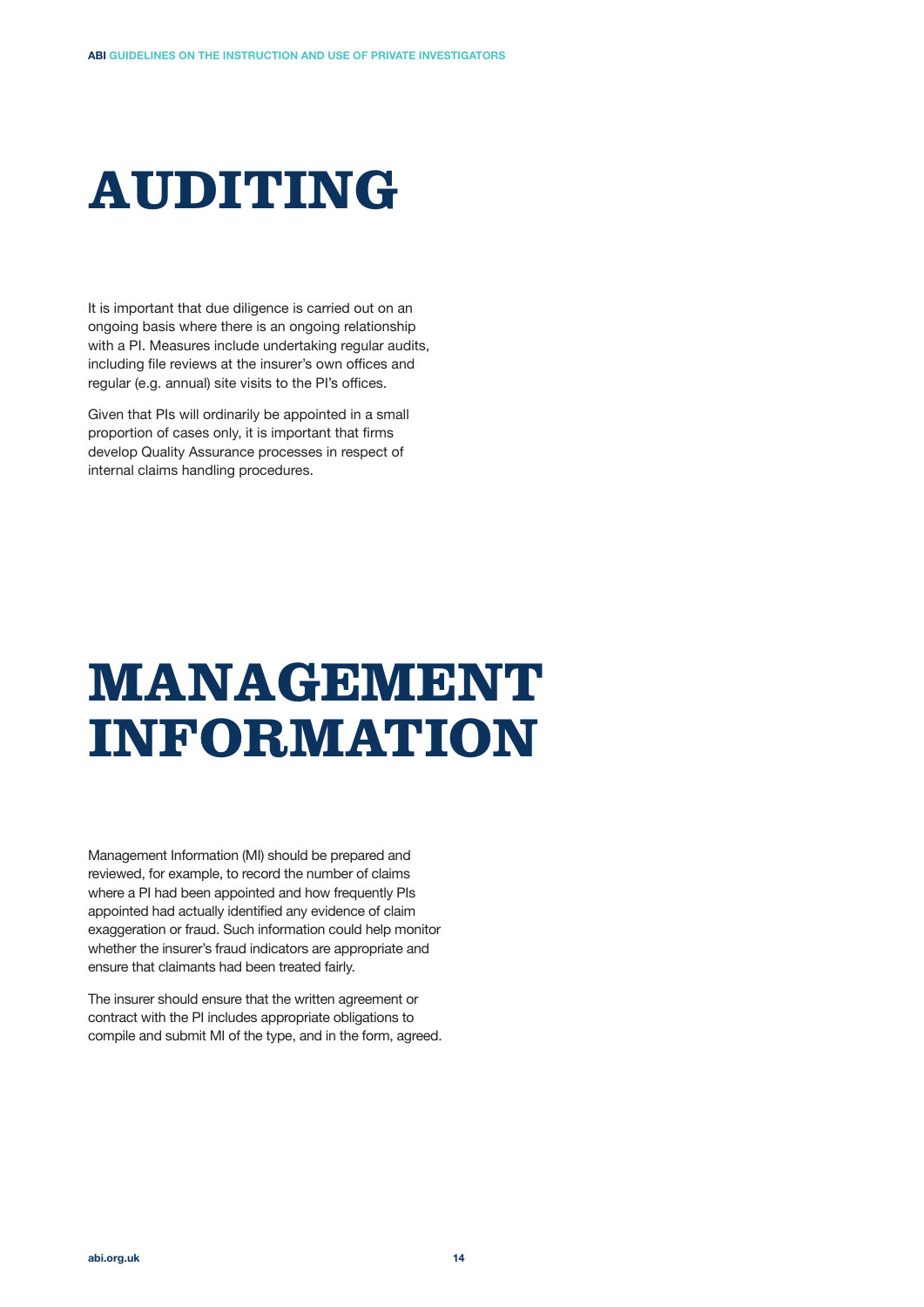# AUDITING

It is important that due diligence is carried out on an ongoing basis where there is an ongoing relationship with a PI. Measures include undertaking regular audits, including file reviews at the insurer's own offices and regular (e.g. annual) site visits to the PI's offices.

Given that PIs will ordinarily be appointed in a small proportion of cases only, it is important that firms develop Quality Assurance processes in respect of internal claims handling procedures.

# MANAGEMENT INFORMATION

Management Information (MI) should be prepared and reviewed, for example, to record the number of claims where a PI had been appointed and how frequently PIs appointed had actually identified any evidence of claim exaggeration or fraud. Such information could help monitor whether the insurer's fraud indicators are appropriate and ensure that claimants had been treated fairly.

The insurer should ensure that the written agreement or contract with the PI includes appropriate obligations to compile and submit MI of the type, and in the form, agreed.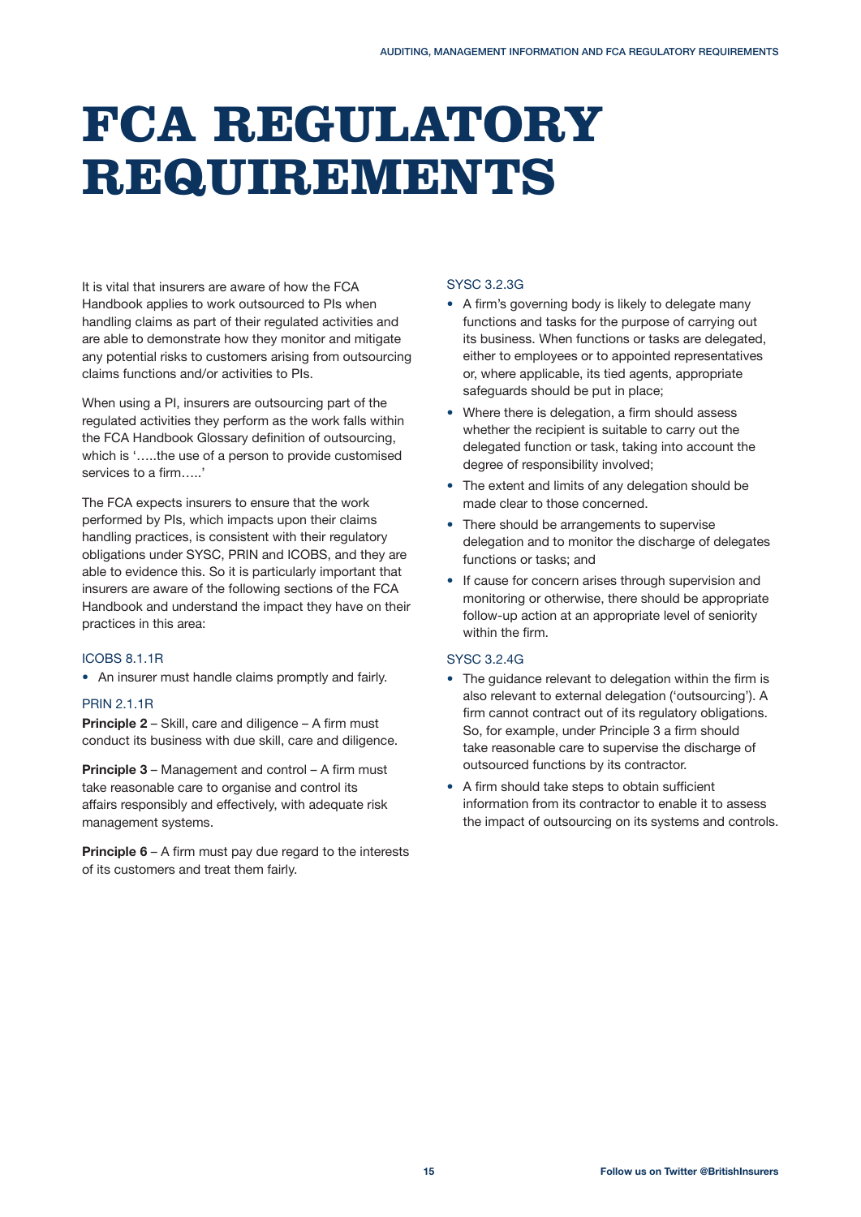# FCA REGULATORY REQUIREMENTS

It is vital that insurers are aware of how the FCA Handbook applies to work outsourced to PIs when handling claims as part of their regulated activities and are able to demonstrate how they monitor and mitigate any potential risks to customers arising from outsourcing claims functions and/or activities to PIs.

When using a PI, insurers are outsourcing part of the regulated activities they perform as the work falls within the FCA Handbook Glossary definition of outsourcing, which is '…..the use of a person to provide customised services to a firm…..'

The FCA expects insurers to ensure that the work performed by PIs, which impacts upon their claims handling practices, is consistent with their regulatory obligations under SYSC, PRIN and ICOBS, and they are able to evidence this. So it is particularly important that insurers are aware of the following sections of the FCA Handbook and understand the impact they have on their practices in this area:

### ICOBS 8.1.1R

- An insurer must handle claims promptly and fairly.

### PRIN 2.1.1R

**Principle 2** – Skill, care and diligence – A firm must conduct its business with due skill, care and diligence.

**Principle 3** – Management and control – A firm must take reasonable care to organise and control its affairs responsibly and effectively, with adequate risk management systems.

**Principle 6** – A firm must pay due regard to the interests of its customers and treat them fairly.

### SYSC 3.2.3G

- A firm's governing body is likely to delegate many functions and tasks for the purpose of carrying out its business. When functions or tasks are delegated, either to employees or to appointed representatives or, where applicable, its tied agents, appropriate safeguards should be put in place;
- Where there is delegation, a firm should assess whether the recipient is suitable to carry out the delegated function or task, taking into account the degree of responsibility involved;
- The extent and limits of any delegation should be made clear to those concerned.
- There should be arrangements to supervise delegation and to monitor the discharge of delegates functions or tasks; and
- If cause for concern arises through supervision and monitoring or otherwise, there should be appropriate follow-up action at an appropriate level of seniority within the firm.

### SYSC 3.2.4G

- The guidance relevant to delegation within the firm is also relevant to external delegation ('outsourcing'). A firm cannot contract out of its regulatory obligations. So, for example, under Principle 3 a firm should take reasonable care to supervise the discharge of outsourced functions by its contractor.
- A firm should take steps to obtain sufficient information from its contractor to enable it to assess the impact of outsourcing on its systems and controls.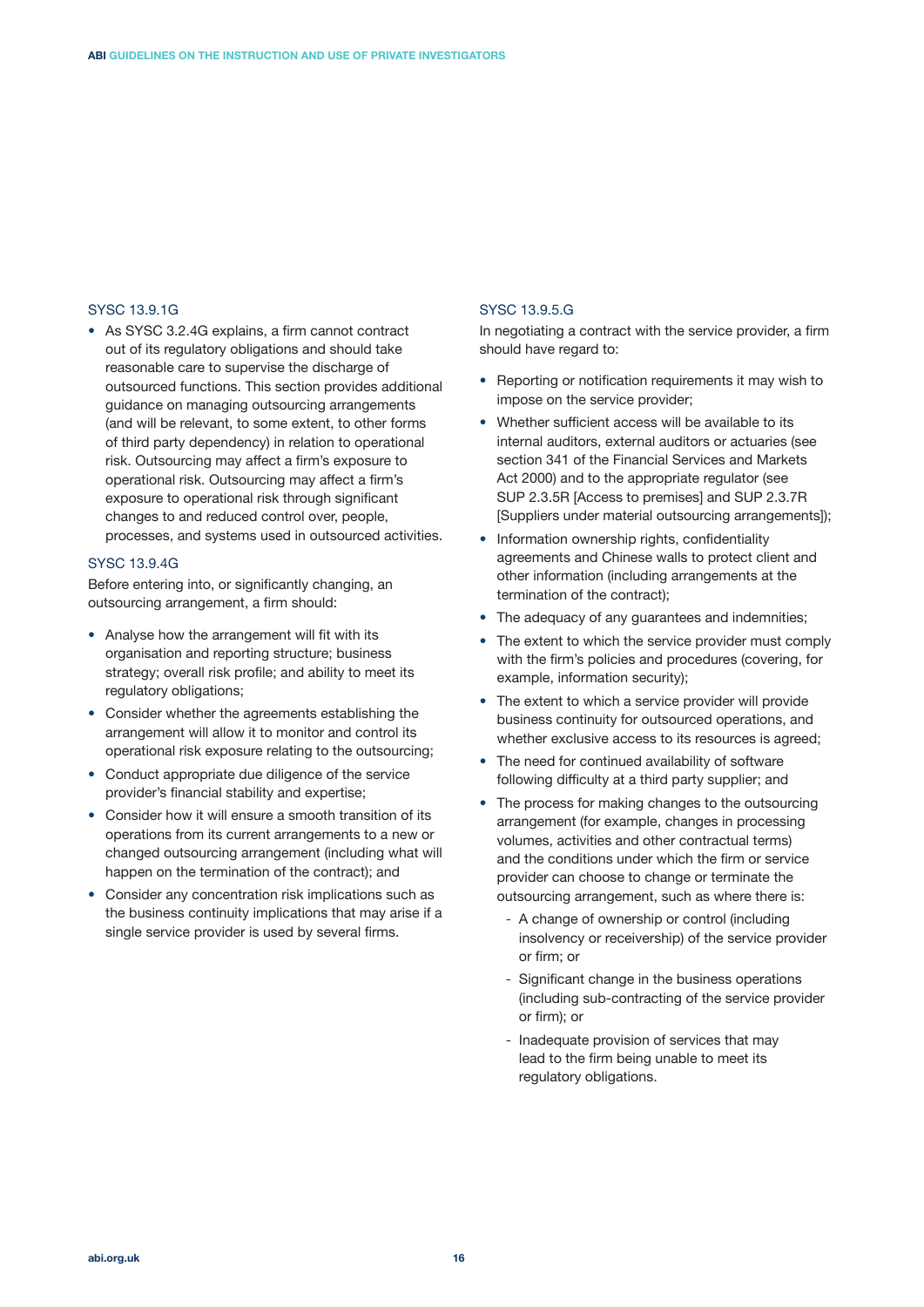### SYSC 13.9.1G

- As SYSC 3.2.4G explains, a firm cannot contract out of its regulatory obligations and should take reasonable care to supervise the discharge of outsourced functions. This section provides additional guidance on managing outsourcing arrangements (and will be relevant, to some extent, to other forms of third party dependency) in relation to operational risk. Outsourcing may affect a firm's exposure to operational risk. Outsourcing may affect a firm's exposure to operational risk through significant changes to and reduced control over, people, processes, and systems used in outsourced activities.

### SYSC 13.9.4G

Before entering into, or significantly changing, an outsourcing arrangement, a firm should:

- Analyse how the arrangement will fit with its organisation and reporting structure; business strategy; overall risk profile; and ability to meet its regulatory obligations;
- Consider whether the agreements establishing the arrangement will allow it to monitor and control its operational risk exposure relating to the outsourcing;
- Conduct appropriate due diligence of the service provider's financial stability and expertise;
- Consider how it will ensure a smooth transition of its operations from its current arrangements to a new or changed outsourcing arrangement (including what will happen on the termination of the contract); and
- Consider any concentration risk implications such as the business continuity implications that may arise if a single service provider is used by several firms.

### SYSC 13.9.5.G

In negotiating a contract with the service provider, a firm should have regard to:

- Reporting or notification requirements it may wish to impose on the service provider;
- Whether sufficient access will be available to its internal auditors, external auditors or actuaries (see section 341 of the Financial Services and Markets Act 2000) and to the appropriate regulator (see SUP 2.3.5R [Access to premises] and SUP 2.3.7R [Suppliers under material outsourcing arrangements]);
- Information ownership rights, confidentiality agreements and Chinese walls to protect client and other information (including arrangements at the termination of the contract);
- The adequacy of any guarantees and indemnities;
- The extent to which the service provider must comply with the firm's policies and procedures (covering, for example, information security);
- The extent to which a service provider will provide business continuity for outsourced operations, and whether exclusive access to its resources is agreed;
- The need for continued availability of software following difficulty at a third party supplier; and
- The process for making changes to the outsourcing arrangement (for example, changes in processing volumes, activities and other contractual terms) and the conditions under which the firm or service provider can choose to change or terminate the outsourcing arrangement, such as where there is:
  - A change of ownership or control (including insolvency or receivership) of the service provider or firm; or
  - Significant change in the business operations (including sub-contracting of the service provider or firm); or
  - Inadequate provision of services that may lead to the firm being unable to meet its regulatory obligations.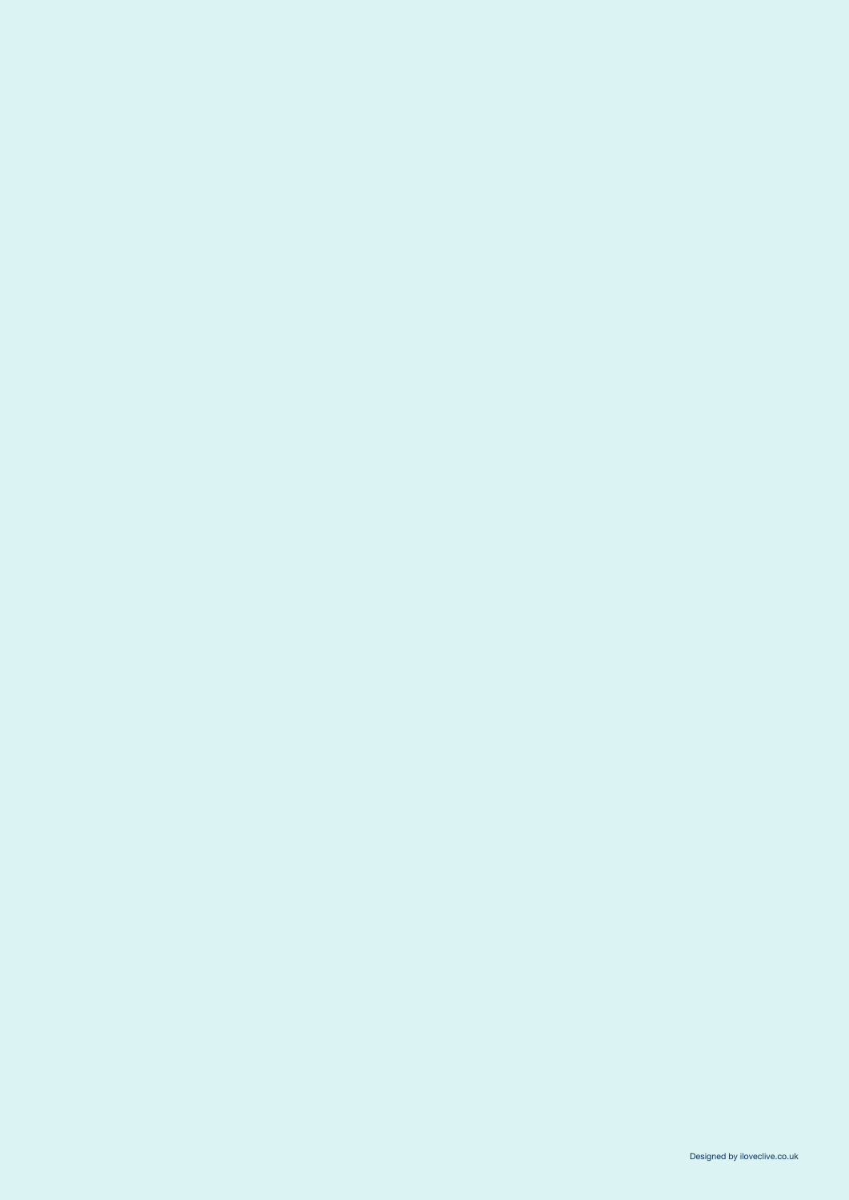Designed by iloveclive.co.uk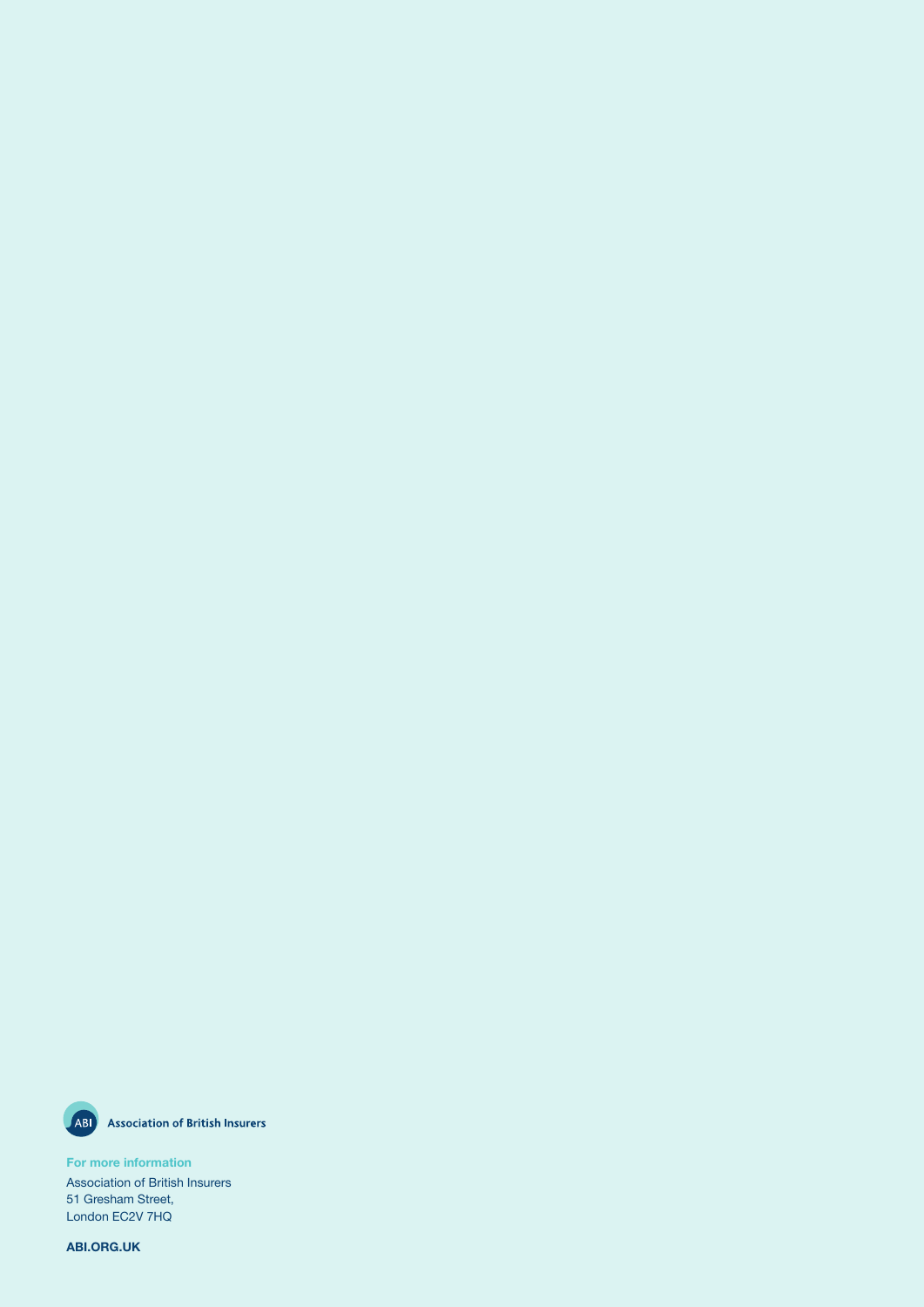Association of British Insurers

**For more information**

Association of British Insurers
51 Gresham Street,
London EC2V 7HQ

**ABI.ORG.UK**